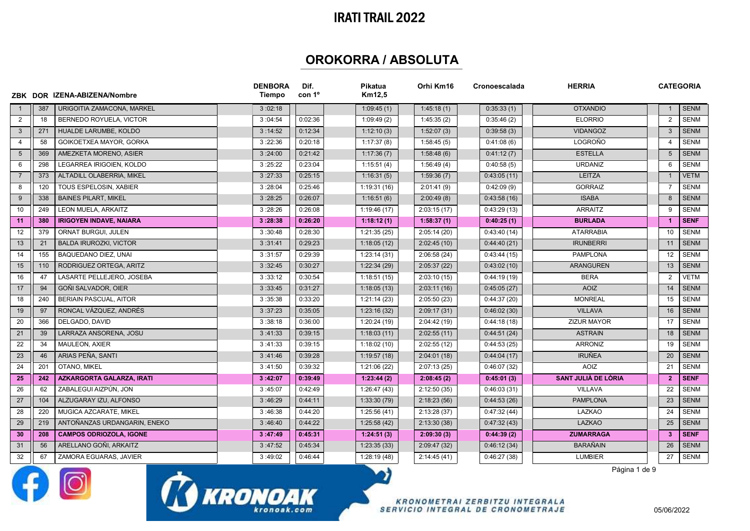# IRATI TRAIL 2022

## OROKORRA / ABSOLUTA

| ZBK | DOR | IZENA-ABIZENA/Nombre | DENBORA Tiempo | Dif. con 1º | Pikatua Km12,5 | Orhi Km16 | Cronoescalada | HERRIA | CATEGORIA | |
|---|---|---|---|---|---|---|---|---|---|---|
| 1 | 387 | URIGOITIA ZAMACONA, MARKEL | 3 :02:18 | | 1:09:45 (1) | 1:45:18 (1) | 0:35:33 (1) | OTXANDIO | 1 | SENM |
| 2 | 18 | BERNEDO ROYUELA, VICTOR | 3 :04:54 | 0:02:36 | 1:09:49 (2) | 1:45:35 (2) | 0:35:46 (2) | ELORRIO | 2 | SENM |
| 3 | 271 | HUALDE LARUMBE, KOLDO | 3 :14:52 | 0:12:34 | 1:12:10 (3) | 1:52:07 (3) | 0:39:58 (3) | VIDANGOZ | 3 | SENM |
| 4 | 58 | GOIKOETXEA MAYOR, GORKA | 3 :22:36 | 0:20:18 | 1:17:37 (8) | 1:58:45 (5) | 0:41:08 (6) | LOGROÑO | 4 | SENM |
| 5 | 369 | AMEZKETA MORENO, ASIER | 3 :24:00 | 0:21:42 | 1:17:36 (7) | 1:58:48 (6) | 0:41:12 (7) | ESTELLA | 5 | SENM |
| 6 | 298 | LEGARREA IRIGOIEN, KOLDO | 3 :25:22 | 0:23:04 | 1:15:51 (4) | 1:56:49 (4) | 0:40:58 (5) | URDANIZ | 6 | SENM |
| 7 | 373 | ALTADILL OLABERRIA, MIKEL | 3 :27:33 | 0:25:15 | 1:16:31 (5) | 1:59:36 (7) | 0:43:05 (11) | LEITZA | 1 | VETM |
| 8 | 120 | TOUS ESPELOSIN, XABIER | 3 :28:04 | 0:25:46 | 1:19:31 (16) | 2:01:41 (9) | 0:42:09 (9) | GORRAIZ | 7 | SENM |
| 9 | 338 | BAINES PILART, MIKEL | 3 :28:25 | 0:26:07 | 1:16:51 (6) | 2:00:49 (8) | 0:43:58 (16) | ISABA | 8 | SENM |
| 10 | 249 | LEON MUELA, ARKAITZ | 3 :28:26 | 0:26:08 | 1:19:46 (17) | 2:03:15 (17) | 0:43:29 (13) | ARRAITZ | 9 | SENM |
| **11** | **380** | **IRIGOYEN INDAVE, NAIARA** | **3 :28:38** | **0:26:20** | **1:18:12 (1)** | **1:58:37 (1)** | **0:40:25 (1)** | **BURLADA** | **1** | **SENF** |
| 12 | 379 | ORNAT BURGUI, JULEN | 3 :30:48 | 0:28:30 | 1:21:35 (25) | 2:05:14 (20) | 0:43:40 (14) | ATARRABIA | 10 | SENM |
| 13 | 21 | BALDA IRUROZKI, VICTOR | 3 :31:41 | 0:29:23 | 1:18:05 (12) | 2:02:45 (10) | 0:44:40 (21) | IRUNBERRI | 11 | SENM |
| 14 | 155 | BAQUEDANO DIEZ, UNAI | 3 :31:57 | 0:29:39 | 1:23:14 (31) | 2:06:58 (24) | 0:43:44 (15) | PAMPLONA | 12 | SENM |
| 15 | 110 | RODRIGUEZ ORTEGA, ARITZ | 3 :32:45 | 0:30:27 | 1:22:34 (29) | 2:05:37 (22) | 0:43:02 (10) | ARANGUREN | 13 | SENM |
| 16 | 47 | LASARTE PELLEJERO, JOSEBA | 3 :33:12 | 0:30:54 | 1:18:51 (15) | 2:03:10 (15) | 0:44:19 (19) | BERA | 2 | VETM |
| 17 | 94 | GOÑI SALVADOR, OIER | 3 :33:45 | 0:31:27 | 1:18:05 (13) | 2:03:11 (16) | 0:45:05 (27) | AOIZ | 14 | SENM |
| 18 | 240 | BERIAIN PASCUAL, AITOR | 3 :35:38 | 0:33:20 | 1:21:14 (23) | 2:05:50 (23) | 0:44:37 (20) | MONREAL | 15 | SENM |
| 19 | 97 | RONCAL VÁZQUEZ, ANDRÉS | 3 :37:23 | 0:35:05 | 1:23:16 (32) | 2:09:17 (31) | 0:46:02 (30) | VILLAVA | 16 | SENM |
| 20 | 366 | DELGADO, DAVID | 3 :38:18 | 0:36:00 | 1:20:24 (19) | 2:04:42 (19) | 0:44:18 (18) | ZIZUR MAYOR | 17 | SENM |
| 21 | 39 | LARRAZA ANSORENA, JOSU | 3 :41:33 | 0:39:15 | 1:18:03 (11) | 2:02:55 (11) | 0:44:51 (24) | ASTRAIN | 18 | SENM |
| 22 | 34 | MAULEON, AXIER | 3 :41:33 | 0:39:15 | 1:18:02 (10) | 2:02:55 (12) | 0:44:53 (25) | ARRONIZ | 19 | SENM |
| 23 | 46 | ARIAS PEÑA, SANTI | 3 :41:46 | 0:39:28 | 1:19:57 (18) | 2:04:01 (18) | 0:44:04 (17) | IRUÑEA | 20 | SENM |
| 24 | 201 | OTANO, MIKEL | 3 :41:50 | 0:39:32 | 1:21:06 (22) | 2:07:13 (25) | 0:46:07 (32) | AOIZ | 21 | SENM |
| **25** | **242** | **AZKARGORTA GALARZA, IRATI** | **3 :42:07** | **0:39:49** | **1:23:44 (2)** | **2:08:45 (2)** | **0:45:01 (3)** | **SANT JULIÀ DE LÒRIA** | **2** | **SENF** |
| 26 | 62 | ZABALEGUI AIZPÚN, JON | 3 :45:07 | 0:42:49 | 1:26:47 (43) | 2:12:50 (35) | 0:46:03 (31) | VILLAVA | 22 | SENM |
| 27 | 104 | ALZUGARAY IZU, ALFONSO | 3 :46:29 | 0:44:11 | 1:33:30 (79) | 2:18:23 (56) | 0:44:53 (26) | PAMPLONA | 23 | SENM |
| 28 | 220 | MUGICA AZCARATE, MIKEL | 3 :46:38 | 0:44:20 | 1:25:56 (41) | 2:13:28 (37) | 0:47:32 (44) | LAZKAO | 24 | SENM |
| 29 | 219 | ANTOÑANZAS URDANGARIN, ENEKO | 3 :46:40 | 0:44:22 | 1:25:58 (42) | 2:13:30 (38) | 0:47:32 (43) | LAZKAO | 25 | SENM |
| **30** | **208** | **CAMPOS ODRIOZOLA, IGONE** | **3 :47:49** | **0:45:31** | **1:24:51 (3)** | **2:09:30 (3)** | **0:44:39 (2)** | **ZUMARRAGA** | **3** | **SENF** |
| 31 | 56 | ARELLANO GOÑI, ARKAITZ | 3 :47:52 | 0:45:34 | 1:23:35 (33) | 2:09:47 (32) | 0:46:12 (34) | BARAÑAIN | 26 | SENM |
| 32 | 67 | ZAMORA EGUARAS, JAVIER | 3 :49:02 | 0:46:44 | 1:28:19 (48) | 2:14:45 (41) | 0:46:27 (38) | LUMBIER | 27 | SENM |

KRONOAK kronoak.com

KRONOMETRAI ZERBITZU INTEGRALA
SERVICIO INTEGRAL DE CRONOMETRAJE

05/06/2022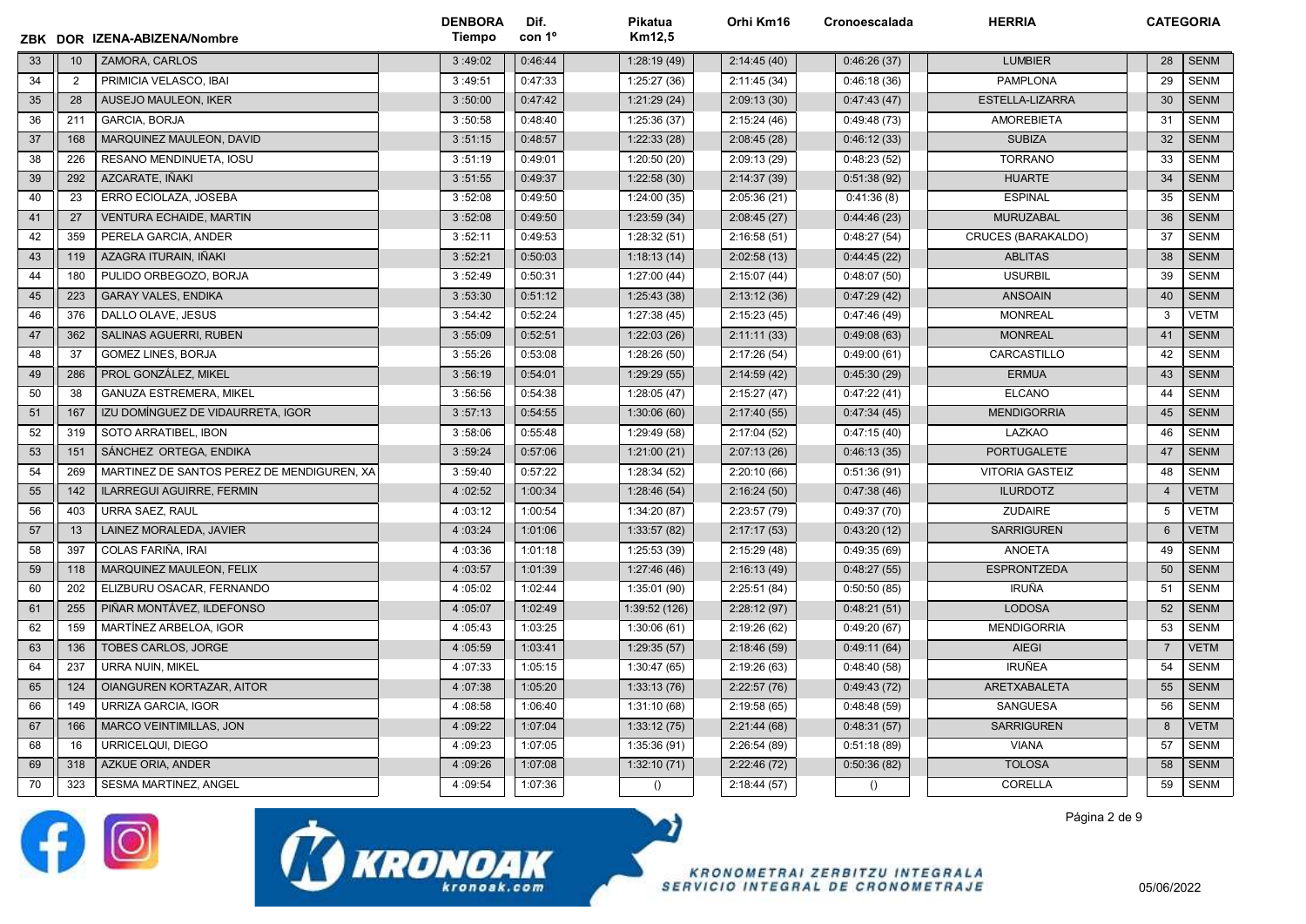| ZBK | DOR | IZENA-ABIZENA/Nombre | DENBORA Tiempo | Dif. con 1º | Pikatua Km12,5 | Orhi Km16 | Cronoescalada | HERRIA | CATEGORIA | |
|---|---|---|---|---|---|---|---|---|---|---|
| 33 | 10 | ZAMORA, CARLOS | 3 :49:02 | 0:46:44 | 1:28:19 (49) | 2:14:45 (40) | 0:46:26 (37) | LUMBIER | 28 | SENM |
| 34 | 2 | PRIMICIA VELASCO, IBAI | 3 :49:51 | 0:47:33 | 1:25:27 (36) | 2:11:45 (34) | 0:46:18 (36) | PAMPLONA | 29 | SENM |
| 35 | 28 | AUSEJO MAULEON, IKER | 3 :50:00 | 0:47:42 | 1:21:29 (24) | 2:09:13 (30) | 0:47:43 (47) | ESTELLA-LIZARRA | 30 | SENM |
| 36 | 211 | GARCIA, BORJA | 3 :50:58 | 0:48:40 | 1:25:36 (37) | 2:15:24 (46) | 0:49:48 (73) | AMOREBIETA | 31 | SENM |
| 37 | 168 | MARQUINEZ MAULEON, DAVID | 3 :51:15 | 0:48:57 | 1:22:33 (28) | 2:08:45 (28) | 0:46:12 (33) | SUBIZA | 32 | SENM |
| 38 | 226 | RESANO MENDINUETA, IOSU | 3 :51:19 | 0:49:01 | 1:20:50 (20) | 2:09:13 (29) | 0:48:23 (52) | TORRANO | 33 | SENM |
| 39 | 292 | AZCARATE, IÑAKI | 3 :51:55 | 0:49:37 | 1:22:58 (30) | 2:14:37 (39) | 0:51:38 (92) | HUARTE | 34 | SENM |
| 40 | 23 | ERRO ECIOLAZA, JOSEBA | 3 :52:08 | 0:49:50 | 1:24:00 (35) | 2:05:36 (21) | 0:41:36 (8) | ESPINAL | 35 | SENM |
| 41 | 27 | VENTURA ECHAIDE, MARTIN | 3 :52:08 | 0:49:50 | 1:23:59 (34) | 2:08:45 (27) | 0:44:46 (23) | MURUZABAL | 36 | SENM |
| 42 | 359 | PERELA GARCIA, ANDER | 3 :52:11 | 0:49:53 | 1:28:32 (51) | 2:16:58 (51) | 0:48:27 (54) | CRUCES (BARAKALDO) | 37 | SENM |
| 43 | 119 | AZAGRA ITURAIN, IÑAKI | 3 :52:21 | 0:50:03 | 1:18:13 (14) | 2:02:58 (13) | 0:44:45 (22) | ABLITAS | 38 | SENM |
| 44 | 180 | PULIDO ORBEGOZO, BORJA | 3 :52:49 | 0:50:31 | 1:27:00 (44) | 2:15:07 (44) | 0:48:07 (50) | USURBIL | 39 | SENM |
| 45 | 223 | GARAY VALES, ENDIKA | 3 :53:30 | 0:51:12 | 1:25:43 (38) | 2:13:12 (36) | 0:47:29 (42) | ANSOAIN | 40 | SENM |
| 46 | 376 | DALLO OLAVE, JESUS | 3 :54:42 | 0:52:24 | 1:27:38 (45) | 2:15:23 (45) | 0:47:46 (49) | MONREAL | 3 | VETM |
| 47 | 362 | SALINAS AGUERRI, RUBEN | 3 :55:09 | 0:52:51 | 1:22:03 (26) | 2:11:11 (33) | 0:49:08 (63) | MONREAL | 41 | SENM |
| 48 | 37 | GOMEZ LINES, BORJA | 3 :55:26 | 0:53:08 | 1:28:26 (50) | 2:17:26 (54) | 0:49:00 (61) | CARCASTILLO | 42 | SENM |
| 49 | 286 | PROL GONZÁLEZ, MIKEL | 3 :56:19 | 0:54:01 | 1:29:29 (55) | 2:14:59 (42) | 0:45:30 (29) | ERMUA | 43 | SENM |
| 50 | 38 | GANUZA ESTREMERA, MIKEL | 3 :56:56 | 0:54:38 | 1:28:05 (47) | 2:15:27 (47) | 0:47:22 (41) | ELCANO | 44 | SENM |
| 51 | 167 | IZU DOMÍNGUEZ DE VIDAURRETA, IGOR | 3 :57:13 | 0:54:55 | 1:30:06 (60) | 2:17:40 (55) | 0:47:34 (45) | MENDIGORRIA | 45 | SENM |
| 52 | 319 | SOTO ARRATIBEL, IBON | 3 :58:06 | 0:55:48 | 1:29:49 (58) | 2:17:04 (52) | 0:47:15 (40) | LAZKAO | 46 | SENM |
| 53 | 151 | SÁNCHEZ ORTEGA, ENDIKA | 3 :59:24 | 0:57:06 | 1:21:00 (21) | 2:07:13 (26) | 0:46:13 (35) | PORTUGALETE | 47 | SENM |
| 54 | 269 | MARTINEZ DE SANTOS PEREZ DE MENDIGUREN, XA | 3 :59:40 | 0:57:22 | 1:28:34 (52) | 2:20:10 (66) | 0:51:36 (91) | VITORIA GASTEIZ | 48 | SENM |
| 55 | 142 | ILARREGUI AGUIRRE, FERMIN | 4 :02:52 | 1:00:34 | 1:28:46 (54) | 2:16:24 (50) | 0:47:38 (46) | ILURDOTZ | 4 | VETM |
| 56 | 403 | URRA SAEZ, RAUL | 4 :03:12 | 1:00:54 | 1:34:20 (87) | 2:23:57 (79) | 0:49:37 (70) | ZUDAIRE | 5 | VETM |
| 57 | 13 | LAINEZ MORALEDA, JAVIER | 4 :03:24 | 1:01:06 | 1:33:57 (82) | 2:17:17 (53) | 0:43:20 (12) | SARRIGUREN | 6 | VETM |
| 58 | 397 | COLAS FARIÑA, IRAI | 4 :03:36 | 1:01:18 | 1:25:53 (39) | 2:15:29 (48) | 0:49:35 (69) | ANOETA | 49 | SENM |
| 59 | 118 | MARQUINEZ MAULEON, FELIX | 4 :03:57 | 1:01:39 | 1:27:46 (46) | 2:16:13 (49) | 0:48:27 (55) | ESPRONTZEDA | 50 | SENM |
| 60 | 202 | ELIZBURU OSACAR, FERNANDO | 4 :05:02 | 1:02:44 | 1:35:01 (90) | 2:25:51 (84) | 0:50:50 (85) | IRUÑA | 51 | SENM |
| 61 | 255 | PIÑAR MONTÁVEZ, ILDEFONSO | 4 :05:07 | 1:02:49 | 1:39:52 (126) | 2:28:12 (97) | 0:48:21 (51) | LODOSA | 52 | SENM |
| 62 | 159 | MARTÍNEZ ARBELOA, IGOR | 4 :05:43 | 1:03:25 | 1:30:06 (61) | 2:19:26 (62) | 0:49:20 (67) | MENDIGORRIA | 53 | SENM |
| 63 | 136 | TOBES CARLOS, JORGE | 4 :05:59 | 1:03:41 | 1:29:35 (57) | 2:18:46 (59) | 0:49:11 (64) | AIEGI | 7 | VETM |
| 64 | 237 | URRA NUIN, MIKEL | 4 :07:33 | 1:05:15 | 1:30:47 (65) | 2:19:26 (63) | 0:48:40 (58) | IRUÑEA | 54 | SENM |
| 65 | 124 | OIANGUREN KORTAZAR, AITOR | 4 :07:38 | 1:05:20 | 1:33:13 (76) | 2:22:57 (76) | 0:49:43 (72) | ARETXABALETA | 55 | SENM |
| 66 | 149 | URRIZA GARCIA, IGOR | 4 :08:58 | 1:06:40 | 1:31:10 (68) | 2:19:58 (65) | 0:48:48 (59) | SANGUESA | 56 | SENM |
| 67 | 166 | MARCO VEINTIMILLAS, JON | 4 :09:22 | 1:07:04 | 1:33:12 (75) | 2:21:44 (68) | 0:48:31 (57) | SARRIGUREN | 8 | VETM |
| 68 | 16 | URRICELQUI, DIEGO | 4 :09:23 | 1:07:05 | 1:35:36 (91) | 2:26:54 (89) | 0:51:18 (89) | VIANA | 57 | SENM |
| 69 | 318 | AZKUE ORIA, ANDER | 4 :09:26 | 1:07:08 | 1:32:10 (71) | 2:22:46 (72) | 0:50:36 (82) | TOLOSA | 58 | SENM |
| 70 | 323 | SESMA MARTINEZ, ANGEL | 4 :09:54 | 1:07:36 | () | 2:18:44 (57) | () | CORELLA | 59 | SENM |

KRONOAK kronoak.com

KRONOMETRAI ZERBITZU INTEGRALA
SERVICIO INTEGRAL DE CRONOMETRAJE

05/06/2022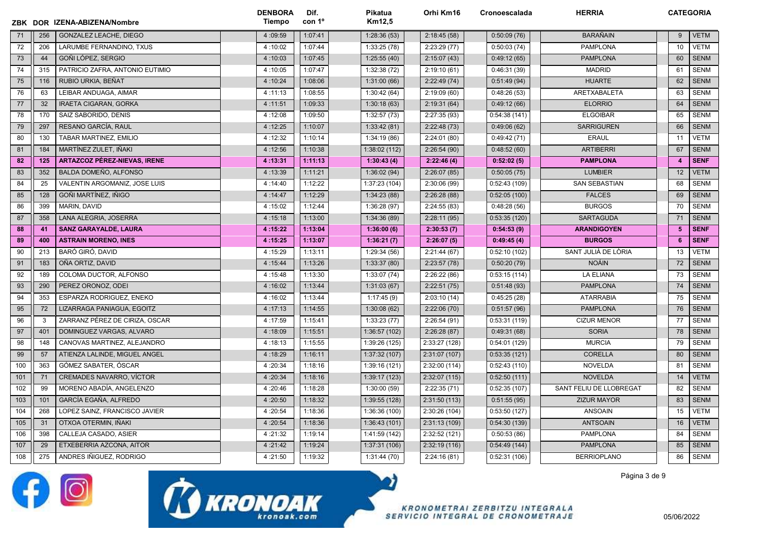| ZBK | DOR | IZENA-ABIZENA/Nombre | DENBORA Tiempo | Dif. con 1º | Pikatua Km12,5 | Orhi Km16 | Cronoescalada | HERRIA | CATEGORIA | |
|---|---|---|---|---|---|---|---|---|---|---|
| 71 | 256 | GONZALEZ LEACHE, DIEGO | 4 :09:59 | 1:07:41 | 1:28:36 (53) | 2:18:45 (58) | 0:50:09 (76) | BARAÑAIN | 9 | VETM |
| 72 | 206 | LARUMBE FERNANDINO, TXUS | 4 :10:02 | 1:07:44 | 1:33:25 (78) | 2:23:29 (77) | 0:50:03 (74) | PAMPLONA | 10 | VETM |
| 73 | 44 | GOÑI LÓPEZ, SERGIO | 4 :10:03 | 1:07:45 | 1:25:55 (40) | 2:15:07 (43) | 0:49:12 (65) | PAMPLONA | 60 | SENM |
| 74 | 315 | PATRICIO ZAFRA, ANTONIO EUTIMIO | 4 :10:05 | 1:07:47 | 1:32:38 (72) | 2:19:10 (61) | 0:46:31 (39) | MADRID | 61 | SENM |
| 75 | 116 | RUBIO URKIA, BEÑAT | 4 :10:24 | 1:08:06 | 1:31:00 (66) | 2:22:49 (74) | 0:51:49 (94) | HUARTE | 62 | SENM |
| 76 | 63 | LEIBAR ANDUAGA, AIMAR | 4 :11:13 | 1:08:55 | 1:30:42 (64) | 2:19:09 (60) | 0:48:26 (53) | ARETXABALETA | 63 | SENM |
| 77 | 32 | IRAETA CIGARAN, GORKA | 4 :11:51 | 1:09:33 | 1:30:18 (63) | 2:19:31 (64) | 0:49:12 (66) | ELORRIO | 64 | SENM |
| 78 | 170 | SAIZ SABORIDO, DENIS | 4 :12:08 | 1:09:50 | 1:32:57 (73) | 2:27:35 (93) | 0:54:38 (141) | ELGOIBAR | 65 | SENM |
| 79 | 297 | RESANO GARCÍA, RAUL | 4 :12:25 | 1:10:07 | 1:33:42 (81) | 2:22:48 (73) | 0:49:06 (62) | SARRIGUREN | 66 | SENM |
| 80 | 130 | TABAR MARTINEZ, EMILIO | 4 :12:32 | 1:10:14 | 1:34:19 (86) | 2:24:01 (80) | 0:49:42 (71) | ERAUL | 11 | VETM |
| 81 | 184 | MARTÍNEZ ZULET, IÑAKI | 4 :12:56 | 1:10:38 | 1:38:02 (112) | 2:26:54 (90) | 0:48:52 (60) | ARTIBERRI | 67 | SENM |
| **82** | **125** | **ARTAZCOZ PÉREZ-NIEVAS, IRENE** | **4 :13:31** | **1:11:13** | **1:30:43 (4)** | **2:22:46 (4)** | **0:52:02 (5)** | **PAMPLONA** | **4** | **SENF** |
| 83 | 352 | BALDA DOMEÑO, ALFONSO | 4 :13:39 | 1:11:21 | 1:36:02 (94) | 2:26:07 (85) | 0:50:05 (75) | LUMBIER | 12 | VETM |
| 84 | 25 | VALENTIN ARGOMANIZ, JOSE LUIS | 4 :14:40 | 1:12:22 | 1:37:23 (104) | 2:30:06 (99) | 0:52:43 (109) | SAN SEBASTIAN | 68 | SENM |
| 85 | 128 | GOÑI MARTÍNEZ, IÑIGO | 4 :14:47 | 1:12:29 | 1:34:23 (88) | 2:26:28 (88) | 0:52:05 (100) | FALCES | 69 | SENM |
| 86 | 399 | MARIN, DAVID | 4 :15:02 | 1:12:44 | 1:36:28 (97) | 2:24:55 (83) | 0:48:28 (56) | BURGOS | 70 | SENM |
| 87 | 358 | LANA ALEGRIA, JOSERRA | 4 :15:18 | 1:13:00 | 1:34:36 (89) | 2:28:11 (95) | 0:53:35 (120) | SARTAGUDA | 71 | SENM |
| **88** | **41** | **SANZ GARAYALDE, LAURA** | **4 :15:22** | **1:13:04** | **1:36:00 (6)** | **2:30:53 (7)** | **0:54:53 (9)** | **ARANDIGOYEN** | **5** | **SENF** |
| **89** | **400** | **ASTRAIN MORENO, INES** | **4 :15:25** | **1:13:07** | **1:36:21 (7)** | **2:26:07 (5)** | **0:49:45 (4)** | **BURGOS** | **6** | **SENF** |
| 90 | 213 | BARÓ GIRÓ, DAVID | 4 :15:29 | 1:13:11 | 1:29:34 (56) | 2:21:44 (67) | 0:52:10 (102) | SANT JULIÀ DE LÒRIA | 13 | VETM |
| 91 | 183 | OÑA ORTIZ, DAVID | 4 :15:44 | 1:13:26 | 1:33:37 (80) | 2:23:57 (78) | 0:50:20 (79) | NOÁIN | 72 | SENM |
| 92 | 189 | COLOMA DUCTOR, ALFONSO | 4 :15:48 | 1:13:30 | 1:33:07 (74) | 2:26:22 (86) | 0:53:15 (114) | LA ELIANA | 73 | SENM |
| 93 | 290 | PEREZ ORONOZ, ODEI | 4 :16:02 | 1:13:44 | 1:31:03 (67) | 2:22:51 (75) | 0:51:48 (93) | PAMPLONA | 74 | SENM |
| 94 | 353 | ESPARZA RODRIGUEZ, ENEKO | 4 :16:02 | 1:13:44 | 1:17:45 (9) | 2:03:10 (14) | 0:45:25 (28) | ATARRABIA | 75 | SENM |
| 95 | 72 | LIZARRAGA PANIAGUA, EGOITZ | 4 :17:13 | 1:14:55 | 1:30:08 (62) | 2:22:06 (70) | 0:51:57 (96) | PAMPLONA | 76 | SENM |
| 96 | 3 | ZARRANZ PÉREZ DE CIRIZA, OSCAR | 4 :17:59 | 1:15:41 | 1:33:23 (77) | 2:26:54 (91) | 0:53:31 (119) | CIZUR MENOR | 77 | SENM |
| 97 | 401 | DOMINGUEZ VARGAS, ALVARO | 4 :18:09 | 1:15:51 | 1:36:57 (102) | 2:26:28 (87) | 0:49:31 (68) | SORIA | 78 | SENM |
| 98 | 148 | CANOVAS MARTINEZ, ALEJANDRO | 4 :18:13 | 1:15:55 | 1:39:26 (125) | 2:33:27 (128) | 0:54:01 (129) | MURCIA | 79 | SENM |
| 99 | 57 | ATIENZA LALINDE, MIGUEL ANGEL | 4 :18:29 | 1:16:11 | 1:37:32 (107) | 2:31:07 (107) | 0:53:35 (121) | CORELLA | 80 | SENM |
| 100 | 363 | GÓMEZ SABATER, ÓSCAR | 4 :20:34 | 1:18:16 | 1:39:16 (121) | 2:32:00 (114) | 0:52:43 (110) | NOVELDA | 81 | SENM |
| 101 | 71 | CREMADES NAVARRO, VÍCTOR | 4 :20:34 | 1:18:16 | 1:39:17 (123) | 2:32:07 (115) | 0:52:50 (111) | NOVELDA | 14 | VETM |
| 102 | 99 | MORENO ABADÍA, ANGELENZO | 4 :20:46 | 1:18:28 | 1:30:00 (59) | 2:22:35 (71) | 0:52:35 (107) | SANT FELIU DE LLOBREGAT | 82 | SENM |
| 103 | 101 | GARCÍA EGAÑA, ALFREDO | 4 :20:50 | 1:18:32 | 1:39:55 (128) | 2:31:50 (113) | 0:51:55 (95) | ZIZUR MAYOR | 83 | SENM |
| 104 | 268 | LOPEZ SAINZ, FRANCISCO JAVIER | 4 :20:54 | 1:18:36 | 1:36:36 (100) | 2:30:26 (104) | 0:53:50 (127) | ANSOAIN | 15 | VETM |
| 105 | 31 | OTXOA OTERMIN, IÑAKI | 4 :20:54 | 1:18:36 | 1:36:43 (101) | 2:31:13 (109) | 0:54:30 (139) | ANTSOAIN | 16 | VETM |
| 106 | 398 | CALLEJA CASADO, ASIER | 4 :21:32 | 1:19:14 | 1:41:59 (142) | 2:32:52 (121) | 0:50:53 (86) | PAMPLONA | 84 | SENM |
| 107 | 29 | ETXEBERRIA AZCONA, AITOR | 4 :21:42 | 1:19:24 | 1:37:31 (106) | 2:32:19 (116) | 0:54:49 (144) | PAMPLONA | 85 | SENM |
| 108 | 275 | ANDRES IÑIGUEZ, RODRIGO | 4 :21:50 | 1:19:32 | 1:31:44 (70) | 2:24:16 (81) | 0:52:31 (106) | BERRIOPLANO | 86 | SENM |

KRONOAK kronoak.com

KRONOMETRAI ZERBITZU INTEGRALA
SERVICIO INTEGRAL DE CRONOMETRAJE

05/06/2022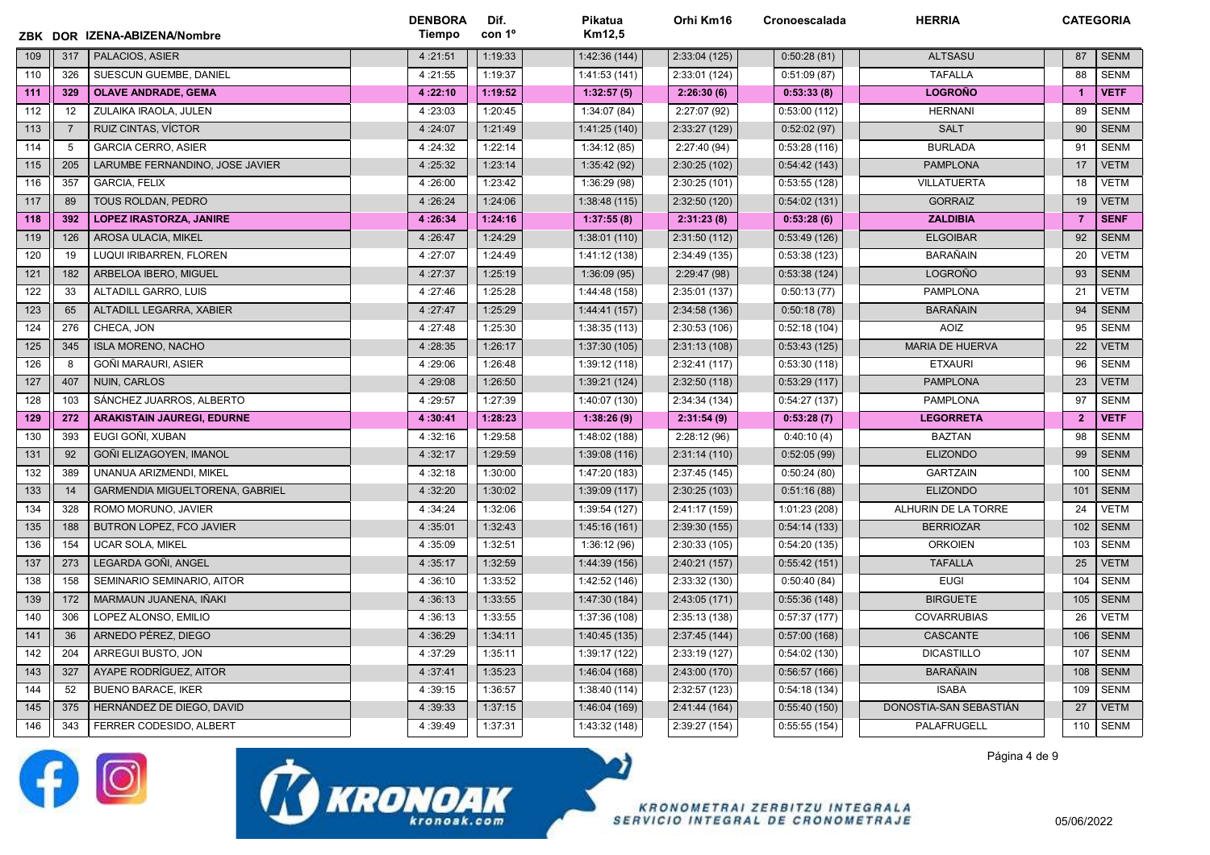| ZBK | DOR | IZENA-ABIZENA/Nombre | DENBORA Tiempo | Dif. con 1º | Pikatua Km12,5 | Orhi Km16 | Cronoescalada | HERRIA | CATEGORIA | |
|---|---|---|---|---|---|---|---|---|---|---|
| 109 | 317 | PALACIOS, ASIER | 4 :21:51 | 1:19:33 | 1:42:36 (144) | 2:33:04 (125) | 0:50:28 (81) | ALTSASU | 87 | SENM |
| 110 | 326 | SUESCUN GUEMBE, DANIEL | 4 :21:55 | 1:19:37 | 1:41:53 (141) | 2:33:01 (124) | 0:51:09 (87) | TAFALLA | 88 | SENM |
| **111** | **329** | **OLAVE ANDRADE, GEMA** | **4 :22:10** | **1:19:52** | **1:32:57 (5)** | **2:26:30 (6)** | **0:53:33 (8)** | **LOGROÑO** | **1** | **VETF** |
| 112 | 12 | ZULAIKA IRAOLA, JULEN | 4 :23:03 | 1:20:45 | 1:34:07 (84) | 2:27:07 (92) | 0:53:00 (112) | HERNANI | 89 | SENM |
| 113 | 7 | RUIZ CINTAS, VÍCTOR | 4 :24:07 | 1:21:49 | 1:41:25 (140) | 2:33:27 (129) | 0:52:02 (97) | SALT | 90 | SENM |
| 114 | 5 | GARCIA CERRO, ASIER | 4 :24:32 | 1:22:14 | 1:34:12 (85) | 2:27:40 (94) | 0:53:28 (116) | BURLADA | 91 | SENM |
| 115 | 205 | LARUMBE FERNANDINO, JOSE JAVIER | 4 :25:32 | 1:23:14 | 1:35:42 (92) | 2:30:25 (102) | 0:54:42 (143) | PAMPLONA | 17 | VETM |
| 116 | 357 | GARCIA, FELIX | 4 :26:00 | 1:23:42 | 1:36:29 (98) | 2:30:25 (101) | 0:53:55 (128) | VILLATUERTA | 18 | VETM |
| 117 | 89 | TOUS ROLDAN, PEDRO | 4 :26:24 | 1:24:06 | 1:38:48 (115) | 2:32:50 (120) | 0:54:02 (131) | GORRAIZ | 19 | VETM |
| **118** | **392** | **LOPEZ IRASTORZA, JANIRE** | **4 :26:34** | **1:24:16** | **1:37:55 (8)** | **2:31:23 (8)** | **0:53:28 (6)** | **ZALDIBIA** | **7** | **SENF** |
| 119 | 126 | AROSA ULACIA, MIKEL | 4 :26:47 | 1:24:29 | 1:38:01 (110) | 2:31:50 (112) | 0:53:49 (126) | ELGOIBAR | 92 | SENM |
| 120 | 19 | LUQUI IRIBARREN, FLOREN | 4 :27:07 | 1:24:49 | 1:41:12 (138) | 2:34:49 (135) | 0:53:38 (123) | BARAÑAIN | 20 | VETM |
| 121 | 182 | ARBELOA IBERO, MIGUEL | 4 :27:37 | 1:25:19 | 1:36:09 (95) | 2:29:47 (98) | 0:53:38 (124) | LOGROÑO | 93 | SENM |
| 122 | 33 | ALTADILL GARRO, LUIS | 4 :27:46 | 1:25:28 | 1:44:48 (158) | 2:35:01 (137) | 0:50:13 (77) | PAMPLONA | 21 | VETM |
| 123 | 65 | ALTADILL LEGARRA, XABIER | 4 :27:47 | 1:25:29 | 1:44:41 (157) | 2:34:58 (136) | 0:50:18 (78) | BARAÑAIN | 94 | SENM |
| 124 | 276 | CHECA, JON | 4 :27:48 | 1:25:30 | 1:38:35 (113) | 2:30:53 (106) | 0:52:18 (104) | AOIZ | 95 | SENM |
| 125 | 345 | ISLA MORENO, NACHO | 4 :28:35 | 1:26:17 | 1:37:30 (105) | 2:31:13 (108) | 0:53:43 (125) | MARIA DE HUERVA | 22 | VETM |
| 126 | 8 | GOÑI MARAURI, ASIER | 4 :29:06 | 1:26:48 | 1:39:12 (118) | 2:32:41 (117) | 0:53:30 (118) | ETXAURI | 96 | SENM |
| 127 | 407 | NUIN, CARLOS | 4 :29:08 | 1:26:50 | 1:39:21 (124) | 2:32:50 (118) | 0:53:29 (117) | PAMPLONA | 23 | VETM |
| 128 | 103 | SÁNCHEZ JUARROS, ALBERTO | 4 :29:57 | 1:27:39 | 1:40:07 (130) | 2:34:34 (134) | 0:54:27 (137) | PAMPLONA | 97 | SENM |
| **129** | **272** | **ARAKISTAIN JAUREGI, EDURNE** | **4 :30:41** | **1:28:23** | **1:38:26 (9)** | **2:31:54 (9)** | **0:53:28 (7)** | **LEGORRETA** | **2** | **VETF** |
| 130 | 393 | EUGI GOÑI, XUBAN | 4 :32:16 | 1:29:58 | 1:48:02 (188) | 2:28:12 (96) | 0:40:10 (4) | BAZTAN | 98 | SENM |
| 131 | 92 | GOÑI ELIZAGOYEN, IMANOL | 4 :32:17 | 1:29:59 | 1:39:08 (116) | 2:31:14 (110) | 0:52:05 (99) | ELIZONDO | 99 | SENM |
| 132 | 389 | UNANUA ARIZMENDI, MIKEL | 4 :32:18 | 1:30:00 | 1:47:20 (183) | 2:37:45 (145) | 0:50:24 (80) | GARTZAIN | 100 | SENM |
| 133 | 14 | GARMENDIA MIGUELTORENA, GABRIEL | 4 :32:20 | 1:30:02 | 1:39:09 (117) | 2:30:25 (103) | 0:51:16 (88) | ELIZONDO | 101 | SENM |
| 134 | 328 | ROMO MORUNO, JAVIER | 4 :34:24 | 1:32:06 | 1:39:54 (127) | 2:41:17 (159) | 1:01:23 (208) | ALHURIN DE LA TORRE | 24 | VETM |
| 135 | 188 | BUTRON LOPEZ, FCO JAVIER | 4 :35:01 | 1:32:43 | 1:45:16 (161) | 2:39:30 (155) | 0:54:14 (133) | BERRIOZAR | 102 | SENM |
| 136 | 154 | UCAR SOLA, MIKEL | 4 :35:09 | 1:32:51 | 1:36:12 (96) | 2:30:33 (105) | 0:54:20 (135) | ORKOIEN | 103 | SENM |
| 137 | 273 | LEGARDA GOÑI, ANGEL | 4 :35:17 | 1:32:59 | 1:44:39 (156) | 2:40:21 (157) | 0:55:42 (151) | TAFALLA | 25 | VETM |
| 138 | 158 | SEMINARIO SEMINARIO, AITOR | 4 :36:10 | 1:33:52 | 1:42:52 (146) | 2:33:32 (130) | 0:50:40 (84) | EUGI | 104 | SENM |
| 139 | 172 | MARMAUN JUANENA, IÑAKI | 4 :36:13 | 1:33:55 | 1:47:30 (184) | 2:43:05 (171) | 0:55:36 (148) | BIRGUETE | 105 | SENM |
| 140 | 306 | LOPEZ ALONSO, EMILIO | 4 :36:13 | 1:33:55 | 1:37:36 (108) | 2:35:13 (138) | 0:57:37 (177) | COVARRUBIAS | 26 | VETM |
| 141 | 36 | ARNEDO PÉREZ, DIEGO | 4 :36:29 | 1:34:11 | 1:40:45 (135) | 2:37:45 (144) | 0:57:00 (168) | CASCANTE | 106 | SENM |
| 142 | 204 | ARREGUI BUSTO, JON | 4 :37:29 | 1:35:11 | 1:39:17 (122) | 2:33:19 (127) | 0:54:02 (130) | DICASTILLO | 107 | SENM |
| 143 | 327 | AYAPE RODRÍGUEZ, AITOR | 4 :37:41 | 1:35:23 | 1:46:04 (168) | 2:43:00 (170) | 0:56:57 (166) | BARAÑAIN | 108 | SENM |
| 144 | 52 | BUENO BARACE, IKER | 4 :39:15 | 1:36:57 | 1:38:40 (114) | 2:32:57 (123) | 0:54:18 (134) | ISABA | 109 | SENM |
| 145 | 375 | HERNÁNDEZ DE DIEGO, DAVID | 4 :39:33 | 1:37:15 | 1:46:04 (169) | 2:41:44 (164) | 0:55:40 (150) | DONOSTIA-SAN SEBASTIÁN | 27 | VETM |
| 146 | 343 | FERRER CODESIDO, ALBERT | 4 :39:49 | 1:37:31 | 1:43:32 (148) | 2:39:27 (154) | 0:55:55 (154) | PALAFRUGELL | 110 | SENM |

KRONOAK kronoak.com

KRONOMETRAI ZERBITZU INTEGRALA
SERVICIO INTEGRAL DE CRONOMETRAJE

05/06/2022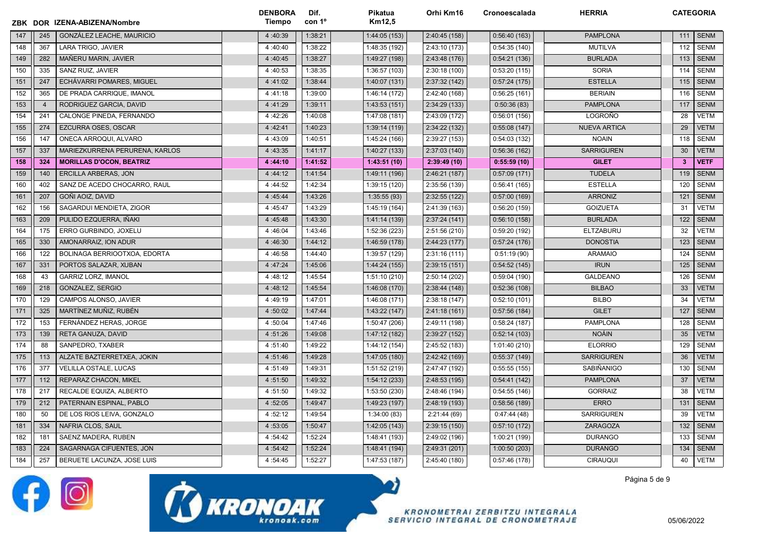| ZBK | DOR | IZENA-ABIZENA/Nombre | DENBORA Tiempo | Dif. con 1º | Pikatua Km12,5 | Orhi Km16 | Cronoescalada | HERRIA | CATEGORIA | |
|---|---|---|---|---|---|---|---|---|---|---|
| 147 | 245 | GONZÁLEZ LEACHE, MAURICIO | 4 :40:39 | 1:38:21 | 1:44:05 (153) | 2:40:45 (158) | 0:56:40 (163) | PAMPLONA | 111 | SENM |
| 148 | 367 | LARA TRIGO, JAVIER | 4 :40:40 | 1:38:22 | 1:48:35 (192) | 2:43:10 (173) | 0:54:35 (140) | MUTILVA | 112 | SENM |
| 149 | 282 | MAÑERU MARIN, JAVIER | 4 :40:45 | 1:38:27 | 1:49:27 (198) | 2:43:48 (176) | 0:54:21 (136) | BURLADA | 113 | SENM |
| 150 | 335 | SANZ RUIZ, JAVIER | 4 :40:53 | 1:38:35 | 1:36:57 (103) | 2:30:18 (100) | 0:53:20 (115) | SORIA | 114 | SENM |
| 151 | 247 | ECHÁVARRI POMARES, MIGUEL | 4 :41:02 | 1:38:44 | 1:40:07 (131) | 2:37:32 (142) | 0:57:24 (175) | ESTELLA | 115 | SENM |
| 152 | 365 | DE PRADA CARRIQUE, IMANOL | 4 :41:18 | 1:39:00 | 1:46:14 (172) | 2:42:40 (168) | 0:56:25 (161) | BERIAIN | 116 | SENM |
| 153 | 4 | RODRIGUEZ GARCIA, DAVID | 4 :41:29 | 1:39:11 | 1:43:53 (151) | 2:34:29 (133) | 0:50:36 (83) | PAMPLONA | 117 | SENM |
| 154 | 241 | CALONGE PINEDA, FERNANDO | 4 :42:26 | 1:40:08 | 1:47:08 (181) | 2:43:09 (172) | 0:56:01 (156) | LOGROÑO | 28 | VETM |
| 155 | 274 | EZCURRA OSES, OSCAR | 4 :42:41 | 1:40:23 | 1:39:14 (119) | 2:34:22 (132) | 0:55:08 (147) | NUEVA ARTICA | 29 | VETM |
| 156 | 147 | ONECA ARROQUI, ALVARO | 4 :43:09 | 1:40:51 | 1:45:24 (166) | 2:39:27 (153) | 0:54:03 (132) | NOAIN | 118 | SENM |
| 157 | 337 | MARIEZKURRENA PERURENA, KARLOS | 4 :43:35 | 1:41:17 | 1:40:27 (133) | 2:37:03 (140) | 0:56:36 (162) | SARRIGUREN | 30 | VETM |
| **158** | **324** | **MORILLAS D'OCON, BEATRIZ** | **4 :44:10** | **1:41:52** | **1:43:51 (10)** | **2:39:49 (10)** | **0:55:59 (10)** | **GILET** | **3** | **VETF** |
| 159 | 140 | ERCILLA ARBERAS, JON | 4 :44:12 | 1:41:54 | 1:49:11 (196) | 2:46:21 (187) | 0:57:09 (171) | TUDELA | 119 | SENM |
| 160 | 402 | SANZ DE ACEDO CHOCARRO, RAUL | 4 :44:52 | 1:42:34 | 1:39:15 (120) | 2:35:56 (139) | 0:56:41 (165) | ESTELLA | 120 | SENM |
| 161 | 207 | GOÑI AOIZ, DAVID | 4 :45:44 | 1:43:26 | 1:35:55 (93) | 2:32:55 (122) | 0:57:00 (169) | ARRONIZ | 121 | SENM |
| 162 | 156 | SAGARDUI MENDIETA, ZIGOR | 4 :45:47 | 1:43:29 | 1:45:19 (164) | 2:41:39 (163) | 0:56:20 (159) | GOIZUETA | 31 | VETM |
| 163 | 209 | PULIDO EZQUERRA, IÑAKI | 4 :45:48 | 1:43:30 | 1:41:14 (139) | 2:37:24 (141) | 0:56:10 (158) | BURLADA | 122 | SENM |
| 164 | 175 | ERRO GURBINDO, JOXELU | 4 :46:04 | 1:43:46 | 1:52:36 (223) | 2:51:56 (210) | 0:59:20 (192) | ELTZABURU | 32 | VETM |
| 165 | 330 | AMONARRAIZ, ION ADUR | 4 :46:30 | 1:44:12 | 1:46:59 (178) | 2:44:23 (177) | 0:57:24 (176) | DONOSTIA | 123 | SENM |
| 166 | 122 | BOLINAGA BERRIOOTXOA, EDORTA | 4 :46:58 | 1:44:40 | 1:39:57 (129) | 2:31:16 (111) | 0:51:19 (90) | ARAMAIO | 124 | SENM |
| 167 | 331 | PORTOS SALAZAR, XUBAN | 4 :47:24 | 1:45:06 | 1:44:24 (155) | 2:39:15 (151) | 0:54:52 (145) | IRUN | 125 | SENM |
| 168 | 43 | GARRIZ LORZ, IMANOL | 4 :48:12 | 1:45:54 | 1:51:10 (210) | 2:50:14 (202) | 0:59:04 (190) | GALDEANO | 126 | SENM |
| 169 | 218 | GONZALEZ, SERGIO | 4 :48:12 | 1:45:54 | 1:46:08 (170) | 2:38:44 (148) | 0:52:36 (108) | BILBAO | 33 | VETM |
| 170 | 129 | CAMPOS ALONSO, JAVIER | 4 :49:19 | 1:47:01 | 1:46:08 (171) | 2:38:18 (147) | 0:52:10 (101) | BILBO | 34 | VETM |
| 171 | 325 | MARTÍNEZ MUÑIZ, RUBÉN | 4 :50:02 | 1:47:44 | 1:43:22 (147) | 2:41:18 (161) | 0:57:56 (184) | GILET | 127 | SENM |
| 172 | 153 | FERNÁNDEZ HERAS, JORGE | 4 :50:04 | 1:47:46 | 1:50:47 (206) | 2:49:11 (198) | 0:58:24 (187) | PAMPLONA | 128 | SENM |
| 173 | 139 | RETA GANUZA, DAVID | 4 :51:26 | 1:49:08 | 1:47:12 (182) | 2:39:27 (152) | 0:52:14 (103) | NOÁIN | 35 | VETM |
| 174 | 88 | SANPEDRO, TXABER | 4 :51:40 | 1:49:22 | 1:44:12 (154) | 2:45:52 (183) | 1:01:40 (210) | ELORRIO | 129 | SENM |
| 175 | 113 | ALZATE BAZTERRETXEA, JOKIN | 4 :51:46 | 1:49:28 | 1:47:05 (180) | 2:42:42 (169) | 0:55:37 (149) | SARRIGUREN | 36 | VETM |
| 176 | 377 | VELILLA OSTALE, LUCAS | 4 :51:49 | 1:49:31 | 1:51:52 (219) | 2:47:47 (192) | 0:55:55 (155) | SABIÑANIGO | 130 | SENM |
| 177 | 112 | REPARAZ CHACON, MIKEL | 4 :51:50 | 1:49:32 | 1:54:12 (233) | 2:48:53 (195) | 0:54:41 (142) | PAMPLONA | 37 | VETM |
| 178 | 217 | RECALDE EQUIZA, ALBERTO | 4 :51:50 | 1:49:32 | 1:53:50 (230) | 2:48:46 (194) | 0:54:55 (146) | GORRAIZ | 38 | VETM |
| 179 | 212 | PATERNAIN ESPINAL, PABLO | 4 :52:05 | 1:49:47 | 1:49:23 (197) | 2:48:19 (193) | 0:58:56 (189) | ERRO | 131 | SENM |
| 180 | 50 | DE LOS RIOS LEIVA, GONZALO | 4 :52:12 | 1:49:54 | 1:34:00 (83) | 2:21:44 (69) | 0:47:44 (48) | SARRIGUREN | 39 | VETM |
| 181 | 334 | NAFRIA CLOS, SAUL | 4 :53:05 | 1:50:47 | 1:42:05 (143) | 2:39:15 (150) | 0:57:10 (172) | ZARAGOZA | 132 | SENM |
| 182 | 181 | SAENZ MADERA, RUBEN | 4 :54:42 | 1:52:24 | 1:48:41 (193) | 2:49:02 (196) | 1:00:21 (199) | DURANGO | 133 | SENM |
| 183 | 224 | SAGARNAGA CIFUENTES, JON | 4 :54:42 | 1:52:24 | 1:48:41 (194) | 2:49:31 (201) | 1:00:50 (203) | DURANGO | 134 | SENM |
| 184 | 257 | BERUETE LACUNZA, JOSE LUIS | 4 :54:45 | 1:52:27 | 1:47:53 (187) | 2:45:40 (180) | 0:57:46 (178) | CIRAUQUI | 40 | VETM |

KRONOAK kronoak.com

KRONOMETRAI ZERBITZU INTEGRALA
SERVICIO INTEGRAL DE CRONOMETRAJE

05/06/2022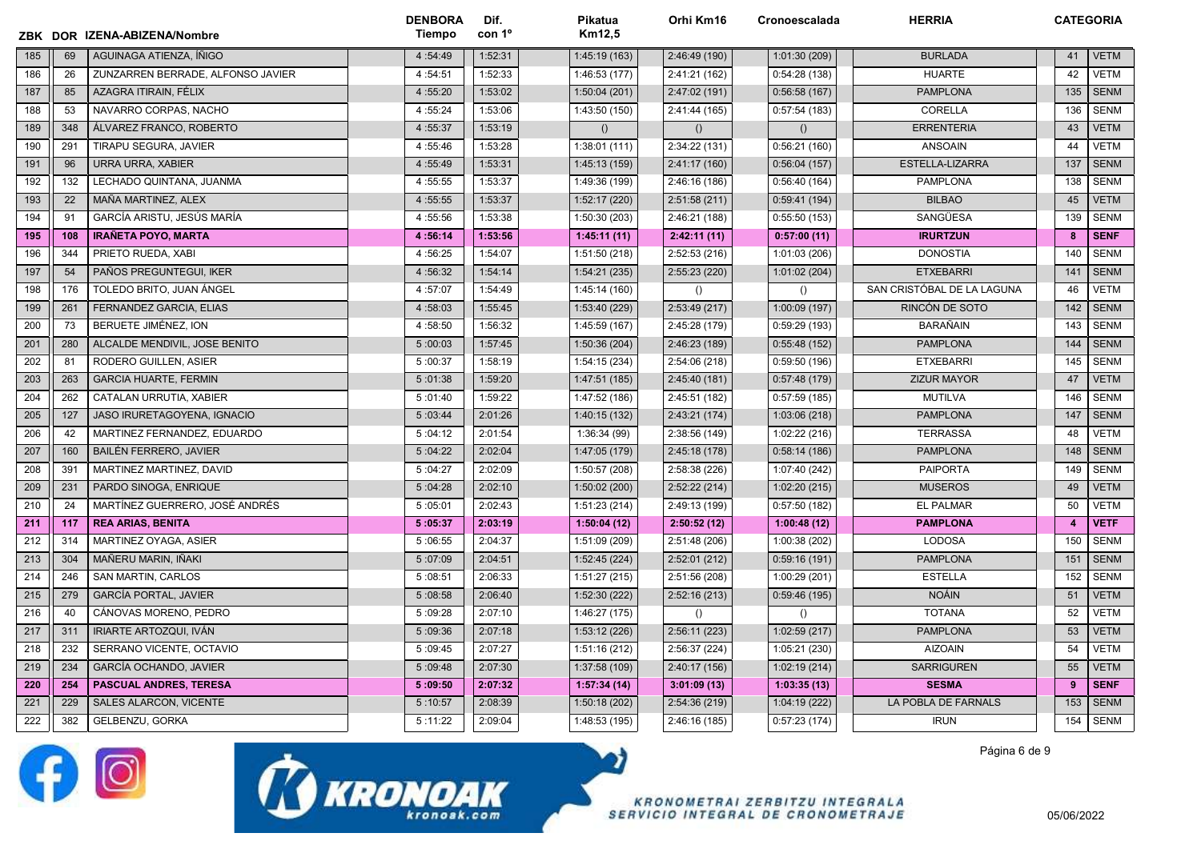| ZBK | DOR | IZENA-ABIZENA/Nombre | DENBORA Tiempo | Dif. con 1º | Pikatua Km12,5 | Orhi Km16 | Cronoescalada | HERRIA | CATEGORIA | |
|---|---|---|---|---|---|---|---|---|---|---|
| 185 | 69 | AGUINAGA ATIENZA, ÍÑIGO | 4 :54:49 | 1:52:31 | 1:45:19 (163) | 2:46:49 (190) | 1:01:30 (209) | BURLADA | 41 | VETM |
| 186 | 26 | ZUNZARREN BERRADE, ALFONSO JAVIER | 4 :54:51 | 1:52:33 | 1:46:53 (177) | 2:41:21 (162) | 0:54:28 (138) | HUARTE | 42 | VETM |
| 187 | 85 | AZAGRA ITIRAIN, FÉLIX | 4 :55:20 | 1:53:02 | 1:50:04 (201) | 2:47:02 (191) | 0:56:58 (167) | PAMPLONA | 135 | SENM |
| 188 | 53 | NAVARRO CORPAS, NACHO | 4 :55:24 | 1:53:06 | 1:43:50 (150) | 2:41:44 (165) | 0:57:54 (183) | CORELLA | 136 | SENM |
| 189 | 348 | ÁLVAREZ FRANCO, ROBERTO | 4 :55:37 | 1:53:19 | () | () | () | ERRENTERIA | 43 | VETM |
| 190 | 291 | TIRAPU SEGURA, JAVIER | 4 :55:46 | 1:53:28 | 1:38:01 (111) | 2:34:22 (131) | 0:56:21 (160) | ANSOAIN | 44 | VETM |
| 191 | 96 | URRA URRA, XABIER | 4 :55:49 | 1:53:31 | 1:45:13 (159) | 2:41:17 (160) | 0:56:04 (157) | ESTELLA-LIZARRA | 137 | SENM |
| 192 | 132 | LECHADO QUINTANA, JUANMA | 4 :55:55 | 1:53:37 | 1:49:36 (199) | 2:46:16 (186) | 0:56:40 (164) | PAMPLONA | 138 | SENM |
| 193 | 22 | MAÑA MARTINEZ, ALEX | 4 :55:55 | 1:53:37 | 1:52:17 (220) | 2:51:58 (211) | 0:59:41 (194) | BILBAO | 45 | VETM |
| 194 | 91 | GARCÍA ARISTU, JESÚS MARÍA | 4 :55:56 | 1:53:38 | 1:50:30 (203) | 2:46:21 (188) | 0:55:50 (153) | SANGÜESA | 139 | SENM |
| **195** | **108** | **IRAÑETA POYO, MARTA** | **4 :56:14** | **1:53:56** | **1:45:11 (11)** | **2:42:11 (11)** | **0:57:00 (11)** | **IRURTZUN** | **8** | **SENF** |
| 196 | 344 | PRIETO RUEDA, XABI | 4 :56:25 | 1:54:07 | 1:51:50 (218) | 2:52:53 (216) | 1:01:03 (206) | DONOSTIA | 140 | SENM |
| 197 | 54 | PAÑOS PREGUNTEGUI, IKER | 4 :56:32 | 1:54:14 | 1:54:21 (235) | 2:55:23 (220) | 1:01:02 (204) | ETXEBARRI | 141 | SENM |
| 198 | 176 | TOLEDO BRITO, JUAN ÁNGEL | 4 :57:07 | 1:54:49 | 1:45:14 (160) | () | () | SAN CRISTÓBAL DE LA LAGUNA | 46 | VETM |
| 199 | 261 | FERNANDEZ GARCIA, ELIAS | 4 :58:03 | 1:55:45 | 1:53:40 (229) | 2:53:49 (217) | 1:00:09 (197) | RINCÓN DE SOTO | 142 | SENM |
| 200 | 73 | BERUETE JIMÉNEZ, ION | 4 :58:50 | 1:56:32 | 1:45:59 (167) | 2:45:28 (179) | 0:59:29 (193) | BARAÑAIN | 143 | SENM |
| 201 | 280 | ALCALDE MENDIVIL, JOSE BENITO | 5 :00:03 | 1:57:45 | 1:50:36 (204) | 2:46:23 (189) | 0:55:48 (152) | PAMPLONA | 144 | SENM |
| 202 | 81 | RODERO GUILLEN, ASIER | 5 :00:37 | 1:58:19 | 1:54:15 (234) | 2:54:06 (218) | 0:59:50 (196) | ETXEBARRI | 145 | SENM |
| 203 | 263 | GARCIA HUARTE, FERMIN | 5 :01:38 | 1:59:20 | 1:47:51 (185) | 2:45:40 (181) | 0:57:48 (179) | ZIZUR MAYOR | 47 | VETM |
| 204 | 262 | CATALAN URRUTIA, XABIER | 5 :01:40 | 1:59:22 | 1:47:52 (186) | 2:45:51 (182) | 0:57:59 (185) | MUTILVA | 146 | SENM |
| 205 | 127 | JASO IRURETAGOYENA, IGNACIO | 5 :03:44 | 2:01:26 | 1:40:15 (132) | 2:43:21 (174) | 1:03:06 (218) | PAMPLONA | 147 | SENM |
| 206 | 42 | MARTINEZ FERNANDEZ, EDUARDO | 5 :04:12 | 2:01:54 | 1:36:34 (99) | 2:38:56 (149) | 1:02:22 (216) | TERRASSA | 48 | VETM |
| 207 | 160 | BAILÉN FERRERO, JAVIER | 5 :04:22 | 2:02:04 | 1:47:05 (179) | 2:45:18 (178) | 0:58:14 (186) | PAMPLONA | 148 | SENM |
| 208 | 391 | MARTINEZ MARTINEZ, DAVID | 5 :04:27 | 2:02:09 | 1:50:57 (208) | 2:58:38 (226) | 1:07:40 (242) | PAIPORTA | 149 | SENM |
| 209 | 231 | PARDO SINOGA, ENRIQUE | 5 :04:28 | 2:02:10 | 1:50:02 (200) | 2:52:22 (214) | 1:02:20 (215) | MUSEROS | 49 | VETM |
| 210 | 24 | MARTÍNEZ GUERRERO, JOSÉ ANDRÉS | 5 :05:01 | 2:02:43 | 1:51:23 (214) | 2:49:13 (199) | 0:57:50 (182) | EL PALMAR | 50 | VETM |
| **211** | **117** | **REA ARIAS, BENITA** | **5 :05:37** | **2:03:19** | **1:50:04 (12)** | **2:50:52 (12)** | **1:00:48 (12)** | **PAMPLONA** | **4** | **VETF** |
| 212 | 314 | MARTINEZ OYAGA, ASIER | 5 :06:55 | 2:04:37 | 1:51:09 (209) | 2:51:48 (206) | 1:00:38 (202) | LODOSA | 150 | SENM |
| 213 | 304 | MAÑERU MARIN, IÑAKI | 5 :07:09 | 2:04:51 | 1:52:45 (224) | 2:52:01 (212) | 0:59:16 (191) | PAMPLONA | 151 | SENM |
| 214 | 246 | SAN MARTIN, CARLOS | 5 :08:51 | 2:06:33 | 1:51:27 (215) | 2:51:56 (208) | 1:00:29 (201) | ESTELLA | 152 | SENM |
| 215 | 279 | GARCÍA PORTAL, JAVIER | 5 :08:58 | 2:06:40 | 1:52:30 (222) | 2:52:16 (213) | 0:59:46 (195) | NOÁIN | 51 | VETM |
| 216 | 40 | CÁNOVAS MORENO, PEDRO | 5 :09:28 | 2:07:10 | 1:46:27 (175) | () | () | TOTANA | 52 | VETM |
| 217 | 311 | IRIARTE ARTOZQUI, IVÁN | 5 :09:36 | 2:07:18 | 1:53:12 (226) | 2:56:11 (223) | 1:02:59 (217) | PAMPLONA | 53 | VETM |
| 218 | 232 | SERRANO VICENTE, OCTAVIO | 5 :09:45 | 2:07:27 | 1:51:16 (212) | 2:56:37 (224) | 1:05:21 (230) | AIZOAIN | 54 | VETM |
| 219 | 234 | GARCÍA OCHANDO, JAVIER | 5 :09:48 | 2:07:30 | 1:37:58 (109) | 2:40:17 (156) | 1:02:19 (214) | SARRIGUREN | 55 | VETM |
| **220** | **254** | **PASCUAL ANDRES, TERESA** | **5 :09:50** | **2:07:32** | **1:57:34 (14)** | **3:01:09 (13)** | **1:03:35 (13)** | **SESMA** | **9** | **SENF** |
| 221 | 229 | SALES ALARCON, VICENTE | 5 :10:57 | 2:08:39 | 1:50:18 (202) | 2:54:36 (219) | 1:04:19 (222) | LA POBLA DE FARNALS | 153 | SENM |
| 222 | 382 | GELBENZU, GORKA | 5 :11:22 | 2:09:04 | 1:48:53 (195) | 2:46:16 (185) | 0:57:23 (174) | IRUN | 154 | SENM |

KRONOAK kronoak.com

KRONOMETRAI ZERBITZU INTEGRALA
SERVICIO INTEGRAL DE CRONOMETRAJE

05/06/2022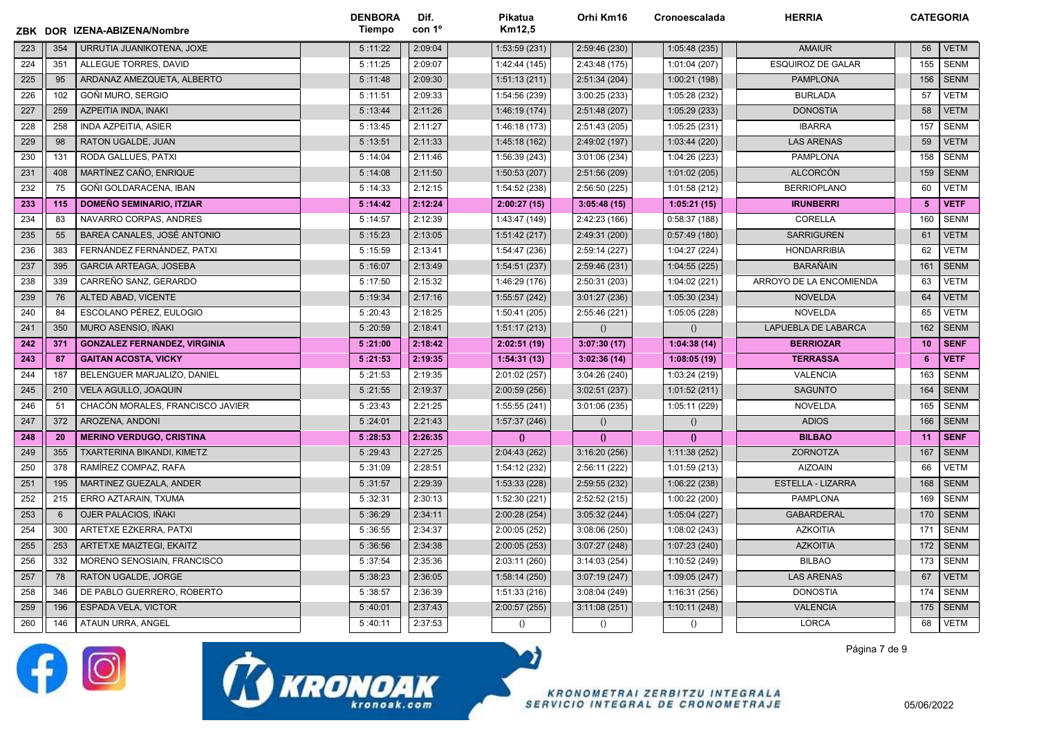| ZBK | DOR | IZENA-ABIZENA/Nombre | DENBORA Tiempo | Dif. con 1º | Pikatua Km12,5 | Orhi Km16 | Cronoescalada | HERRIA | CATEGORIA | |
|---|---|---|---|---|---|---|---|---|---|---|
| 223 | 354 | URRUTIA JUANIKOTENA, JOXE | 5 :11:22 | 2:09:04 | 1:53:59 (231) | 2:59:46 (230) | 1:05:48 (235) | AMAIUR | 56 | VETM |
| 224 | 351 | ALLEGUE TORRES, DAVID | 5 :11:25 | 2:09:07 | 1:42:44 (145) | 2:43:48 (175) | 1:01:04 (207) | ESQUIROZ DE GALAR | 155 | SENM |
| 225 | 95 | ARDANAZ AMEZQUETA, ALBERTO | 5 :11:48 | 2:09:30 | 1:51:13 (211) | 2:51:34 (204) | 1:00:21 (198) | PAMPLONA | 156 | SENM |
| 226 | 102 | GOÑI MURO, SERGIO | 5 :11:51 | 2:09:33 | 1:54:56 (239) | 3:00:25 (233) | 1:05:28 (232) | BURLADA | 57 | VETM |
| 227 | 259 | AZPEITIA INDA, INAKI | 5 :13:44 | 2:11:26 | 1:46:19 (174) | 2:51:48 (207) | 1:05:29 (233) | DONOSTIA | 58 | VETM |
| 228 | 258 | INDA AZPEITIA, ASIER | 5 :13:45 | 2:11:27 | 1:46:18 (173) | 2:51:43 (205) | 1:05:25 (231) | IBARRA | 157 | SENM |
| 229 | 98 | RATON UGALDE, JUAN | 5 :13:51 | 2:11:33 | 1:45:18 (162) | 2:49:02 (197) | 1:03:44 (220) | LAS ARENAS | 59 | VETM |
| 230 | 131 | RODA GALLUES, PATXI | 5 :14:04 | 2:11:46 | 1:56:39 (243) | 3:01:06 (234) | 1:04:26 (223) | PAMPLONA | 158 | SENM |
| 231 | 408 | MARTÍNEZ CAÑO, ENRIQUE | 5 :14:08 | 2:11:50 | 1:50:53 (207) | 2:51:56 (209) | 1:01:02 (205) | ALCORCÓN | 159 | SENM |
| 232 | 75 | GOÑI GOLDARACENA, IBAN | 5 :14:33 | 2:12:15 | 1:54:52 (238) | 2:56:50 (225) | 1:01:58 (212) | BERRIOPLANO | 60 | VETM |
| **233** | **115** | **DOMEÑO SEMINARIO, ITZIAR** | **5 :14:42** | **2:12:24** | **2:00:27 (15)** | **3:05:48 (15)** | **1:05:21 (15)** | **IRUNBERRI** | **5** | **VETF** |
| 234 | 83 | NAVARRO CORPAS, ANDRES | 5 :14:57 | 2:12:39 | 1:43:47 (149) | 2:42:23 (166) | 0:58:37 (188) | CORELLA | 160 | SENM |
| 235 | 55 | BAREA CANALES, JOSÉ ANTONIO | 5 :15:23 | 2:13:05 | 1:51:42 (217) | 2:49:31 (200) | 0:57:49 (180) | SARRIGUREN | 61 | VETM |
| 236 | 383 | FERNÁNDEZ FERNÁNDEZ, PATXI | 5 :15:59 | 2:13:41 | 1:54:47 (236) | 2:59:14 (227) | 1:04:27 (224) | HONDARRIBIA | 62 | VETM |
| 237 | 395 | GARCIA ARTEAGA, JOSEBA | 5 :16:07 | 2:13:49 | 1:54:51 (237) | 2:59:46 (231) | 1:04:55 (225) | BARAÑÁIN | 161 | SENM |
| 238 | 339 | CARREÑO SANZ, GERARDO | 5 :17:50 | 2:15:32 | 1:46:29 (176) | 2:50:31 (203) | 1:04:02 (221) | ARROYO DE LA ENCOMIENDA | 63 | VETM |
| 239 | 76 | ALTED ABAD, VICENTE | 5 :19:34 | 2:17:16 | 1:55:57 (242) | 3:01:27 (236) | 1:05:30 (234) | NOVELDA | 64 | VETM |
| 240 | 84 | ESCOLANO PÉREZ, EULOGIO | 5 :20:43 | 2:18:25 | 1:50:41 (205) | 2:55:46 (221) | 1:05:05 (228) | NOVELDA | 65 | VETM |
| 241 | 350 | MURO ASENSIO, IÑAKI | 5 :20:59 | 2:18:41 | 1:51:17 (213) | () | () | LAPUEBLA DE LABARCA | 162 | SENM |
| **242** | **371** | **GONZALEZ FERNANDEZ, VIRGINIA** | **5 :21:00** | **2:18:42** | **2:02:51 (19)** | **3:07:30 (17)** | **1:04:38 (14)** | **BERRIOZAR** | **10** | **SENF** |
| **243** | **87** | **GAITAN ACOSTA, VICKY** | **5 :21:53** | **2:19:35** | **1:54:31 (13)** | **3:02:36 (14)** | **1:08:05 (19)** | **TERRASSA** | **6** | **VETF** |
| 244 | 187 | BELENGUER MARJALIZO, DANIEL | 5 :21:53 | 2:19:35 | 2:01:02 (257) | 3:04:26 (240) | 1:03:24 (219) | VALENCIA | 163 | SENM |
| 245 | 210 | VELA AGULLO, JOAQUIN | 5 :21:55 | 2:19:37 | 2:00:59 (256) | 3:02:51 (237) | 1:01:52 (211) | SAGUNTO | 164 | SENM |
| 246 | 51 | CHACÓN MORALES, FRANCISCO JAVIER | 5 :23:43 | 2:21:25 | 1:55:55 (241) | 3:01:06 (235) | 1:05:11 (229) | NOVELDA | 165 | SENM |
| 247 | 372 | AROZENA, ANDONI | 5 :24:01 | 2:21:43 | 1:57:37 (246) | () | () | ADIOS | 166 | SENM |
| **248** | **20** | **MERINO VERDUGO, CRISTINA** | **5 :28:53** | **2:26:35** | **()** | **()** | **()** | **BILBAO** | **11** | **SENF** |
| 249 | 355 | TXARTERINA BIKANDI, KIMETZ | 5 :29:43 | 2:27:25 | 2:04:43 (262) | 3:16:20 (256) | 1:11:38 (252) | ZORNOTZA | 167 | SENM |
| 250 | 378 | RAMÍREZ COMPAZ, RAFA | 5 :31:09 | 2:28:51 | 1:54:12 (232) | 2:56:11 (222) | 1:01:59 (213) | AIZOAIN | 66 | VETM |
| 251 | 195 | MARTINEZ GUEZALA, ANDER | 5 :31:57 | 2:29:39 | 1:53:33 (228) | 2:59:55 (232) | 1:06:22 (238) | ESTELLA - LIZARRA | 168 | SENM |
| 252 | 215 | ERRO AZTARAIN, TXUMA | 5 :32:31 | 2:30:13 | 1:52:30 (221) | 2:52:52 (215) | 1:00:22 (200) | PAMPLONA | 169 | SENM |
| 253 | 6 | OJER PALACIOS, IÑAKI | 5 :36:29 | 2:34:11 | 2:00:28 (254) | 3:05:32 (244) | 1:05:04 (227) | GABARDERAL | 170 | SENM |
| 254 | 300 | ARTETXE EZKERRA, PATXI | 5 :36:55 | 2:34:37 | 2:00:05 (252) | 3:08:06 (250) | 1:08:02 (243) | AZKOITIA | 171 | SENM |
| 255 | 253 | ARTETXE MAIZTEGI, EKAITZ | 5 :36:56 | 2:34:38 | 2:00:05 (253) | 3:07:27 (248) | 1:07:23 (240) | AZKOITIA | 172 | SENM |
| 256 | 332 | MORENO SENOSIAIN, FRANCISCO | 5 :37:54 | 2:35:36 | 2:03:11 (260) | 3:14:03 (254) | 1:10:52 (249) | BILBAO | 173 | SENM |
| 257 | 78 | RATON UGALDE, JORGE | 5 :38:23 | 2:36:05 | 1:58:14 (250) | 3:07:19 (247) | 1:09:05 (247) | LAS ARENAS | 67 | VETM |
| 258 | 346 | DE PABLO GUERRERO, ROBERTO | 5 :38:57 | 2:36:39 | 1:51:33 (216) | 3:08:04 (249) | 1:16:31 (256) | DONOSTIA | 174 | SENM |
| 259 | 196 | ESPADA VELA, VICTOR | 5 :40:01 | 2:37:43 | 2:00:57 (255) | 3:11:08 (251) | 1:10:11 (248) | VALENCIA | 175 | SENM |
| 260 | 146 | ATAUN URRA, ANGEL | 5 :40:11 | 2:37:53 | () | () | () | LORCA | 68 | VETM |

KRONOAK kronoak.com

KRONOMETRAI ZERBITZU INTEGRALA
SERVICIO INTEGRAL DE CRONOMETRAJE

05/06/2022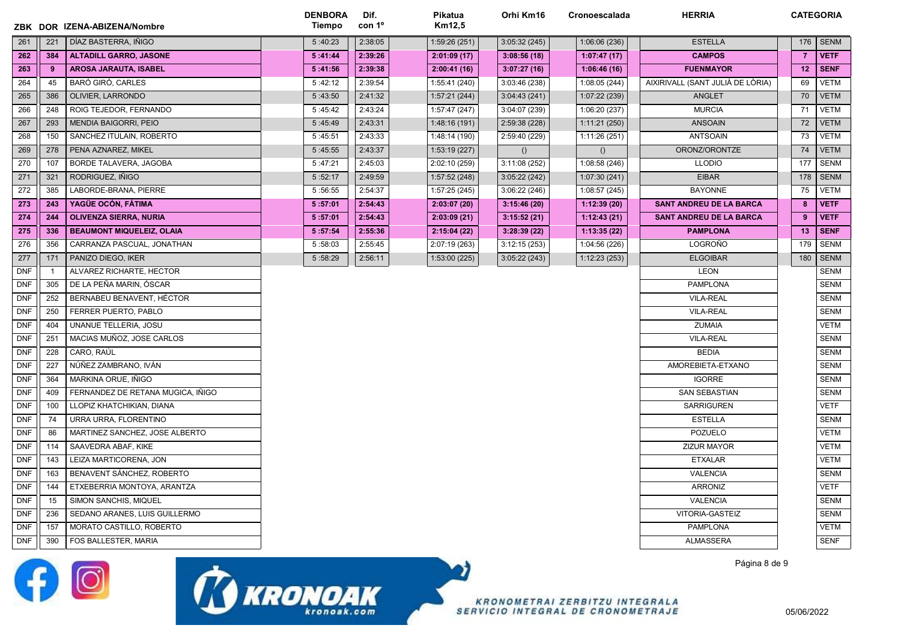| ZBK | DOR | IZENA-ABIZENA/Nombre | DENBORA Tiempo | Dif. con 1º | Pikatua Km12,5 | Orhi Km16 | Cronoescalada | HERRIA | CATEGORIA | |
|---|---|---|---|---|---|---|---|---|---|---|
| 261 | 221 | DÍAZ BASTERRA, IÑIGO | 5 :40:23 | 2:38:05 | 1:59:26 (251) | 3:05:32 (245) | 1:06:06 (236) | ESTELLA | 176 | SENM |
| **262** | **384** | **ALTADILL GARRO, JASONE** | **5 :41:44** | **2:39:26** | **2:01:09 (17)** | **3:08:56 (18)** | **1:07:47 (17)** | **CAMPOS** | **7** | **VETF** |
| **263** | **9** | **AROSA JARAUTA, ISABEL** | **5 :41:56** | **2:39:38** | **2:00:41 (16)** | **3:07:27 (16)** | **1:06:46 (16)** | **FUENMAYOR** | **12** | **SENF** |
| 264 | 45 | BARÓ GIRÓ, CARLES | 5 :42:12 | 2:39:54 | 1:55:41 (240) | 3:03:46 (238) | 1:08:05 (244) | AIXIRIVALL (SANT JULIÀ DE LÒRIA) | 69 | VETM |
| 265 | 386 | OLIVIER, LARRONDO | 5 :43:50 | 2:41:32 | 1:57:21 (244) | 3:04:43 (241) | 1:07:22 (239) | ANGLET | 70 | VETM |
| 266 | 248 | ROIG TEJEDOR, FERNANDO | 5 :45:42 | 2:43:24 | 1:57:47 (247) | 3:04:07 (239) | 1:06:20 (237) | MURCIA | 71 | VETM |
| 267 | 293 | MENDIA BAIGORRI, PEIO | 5 :45:49 | 2:43:31 | 1:48:16 (191) | 2:59:38 (228) | 1:11:21 (250) | ANSOAIN | 72 | VETM |
| 268 | 150 | SANCHEZ ITULAIN, ROBERTO | 5 :45:51 | 2:43:33 | 1:48:14 (190) | 2:59:40 (229) | 1:11:26 (251) | ANTSOAIN | 73 | VETM |
| 269 | 278 | PENA AZNAREZ, MIKEL | 5 :45:55 | 2:43:37 | 1:53:19 (227) | () | () | ORONZ/ORONTZE | 74 | VETM |
| 270 | 107 | BORDE TALAVERA, JAGOBA | 5 :47:21 | 2:45:03 | 2:02:10 (259) | 3:11:08 (252) | 1:08:58 (246) | LLODIO | 177 | SENM |
| 271 | 321 | RODRIGUEZ, IÑIGO | 5 :52:17 | 2:49:59 | 1:57:52 (248) | 3:05:22 (242) | 1:07:30 (241) | EIBAR | 178 | SENM |
| 272 | 385 | LABORDE-BRANA, PIERRE | 5 :56:55 | 2:54:37 | 1:57:25 (245) | 3:06:22 (246) | 1:08:57 (245) | BAYONNE | 75 | VETM |
| **273** | **243** | **YAGÜE OCÓN, FÁTIMA** | **5 :57:01** | **2:54:43** | **2:03:07 (20)** | **3:15:46 (20)** | **1:12:39 (20)** | **SANT ANDREU DE LA BARCA** | **8** | **VETF** |
| **274** | **244** | **OLIVENZA SIERRA, NURIA** | **5 :57:01** | **2:54:43** | **2:03:09 (21)** | **3:15:52 (21)** | **1:12:43 (21)** | **SANT ANDREU DE LA BARCA** | **9** | **VETF** |
| **275** | **336** | **BEAUMONT MIQUELEIZ, OLAIA** | **5 :57:54** | **2:55:36** | **2:15:04 (22)** | **3:28:39 (22)** | **1:13:35 (22)** | **PAMPLONA** | **13** | **SENF** |
| 276 | 356 | CARRANZA PASCUAL, JONATHAN | 5 :58:03 | 2:55:45 | 2:07:19 (263) | 3:12:15 (253) | 1:04:56 (226) | LOGROÑO | 179 | SENM |
| 277 | 171 | PANIZO DIEGO, IKER | 5 :58:29 | 2:56:11 | 1:53:00 (225) | 3:05:22 (243) | 1:12:23 (253) | ELGOIBAR | 180 | SENM |
| DNF | 1 | ALVAREZ RICHARTE, HECTOR | | | | | | LEON | | SENM |
| DNF | 305 | DE LA PEÑA MARIN, ÓSCAR | | | | | | PAMPLONA | | SENM |
| DNF | 252 | BERNABEU BENAVENT, HÉCTOR | | | | | | VILA-REAL | | SENM |
| DNF | 250 | FERRER PUERTO, PABLO | | | | | | VILA-REAL | | SENM |
| DNF | 404 | UNANUE TELLERIA, JOSU | | | | | | ZUMAIA | | VETM |
| DNF | 251 | MACIAS MUÑOZ, JOSE CARLOS | | | | | | VILA-REAL | | SENM |
| DNF | 228 | CARO, RAÚL | | | | | | BEDIA | | SENM |
| DNF | 227 | NÚÑEZ ZAMBRANO, IVÁN | | | | | | AMOREBIETA-ETXANO | | SENM |
| DNF | 364 | MARKINA ORUE, IÑIGO | | | | | | IGORRE | | SENM |
| DNF | 409 | FERNANDEZ DE RETANA MUGICA, IÑIGO | | | | | | SAN SEBASTIAN | | SENM |
| DNF | 100 | LLOPIZ KHATCHIKIAN, DIANA | | | | | | SARRIGUREN | | VETF |
| DNF | 74 | URRA URRA, FLORENTINO | | | | | | ESTELLA | | SENM |
| DNF | 86 | MARTINEZ SANCHEZ, JOSE ALBERTO | | | | | | POZUELO | | VETM |
| DNF | 114 | SAAVEDRA ABAF, KIKE | | | | | | ZIZUR MAYOR | | VETM |
| DNF | 143 | LEIZA MARTICORENA, JON | | | | | | ETXALAR | | VETM |
| DNF | 163 | BENAVENT SÁNCHEZ, ROBERTO | | | | | | VALENCIA | | SENM |
| DNF | 144 | ETXEBERRIA MONTOYA, ARANTZA | | | | | | ARRONIZ | | VETF |
| DNF | 15 | SIMON SANCHIS, MIQUEL | | | | | | VALENCIA | | SENM |
| DNF | 236 | SEDANO ARANES, LUIS GUILLERMO | | | | | | VITORIA-GASTEIZ | | SENM |
| DNF | 157 | MORATO CASTILLO, ROBERTO | | | | | | PAMPLONA | | VETM |
| DNF | 390 | FOS BALLESTER, MARIA | | | | | | ALMASSERA | | SENF |

KRONOAK kronoak.com

KRONOMETRAI ZERBITZU INTEGRALA
SERVICIO INTEGRAL DE CRONOMETRAJE

05/06/2022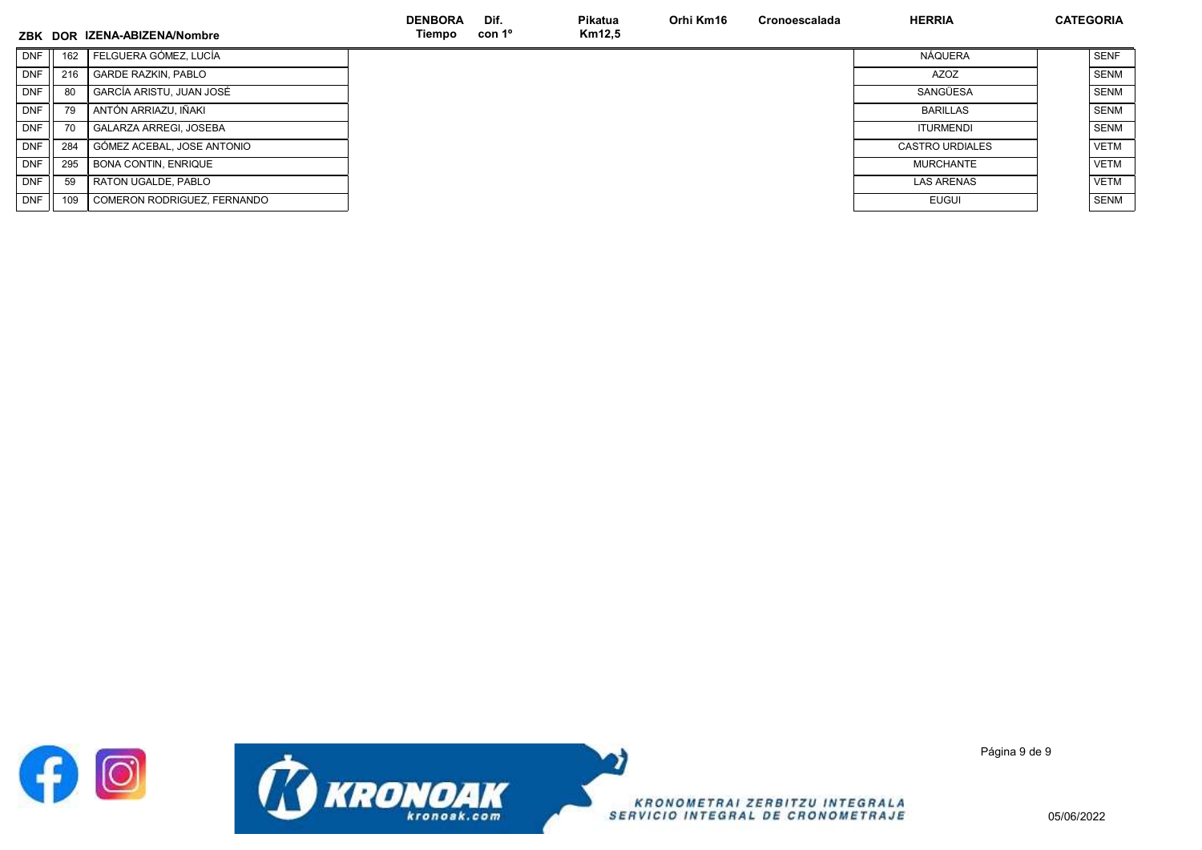| ZBK | DOR | IZENA-ABIZENA/Nombre | DENBORA Tiempo | Dif. con 1º | Pikatua Km12,5 | Orhi Km16 | Cronoescalada | HERRIA | CATEGORIA |
|---|---|---|---|---|---|---|---|---|---|
| DNF | 162 | FELGUERA GÓMEZ, LUCÍA | | | | | | NÁQUERA | SENF |
| DNF | 216 | GARDE RAZKIN, PABLO | | | | | | AZOZ | SENM |
| DNF | 80 | GARCÍA ARISTU, JUAN JOSÉ | | | | | | SANGÜESA | SENM |
| DNF | 79 | ANTÓN ARRIAZU, IÑAKI | | | | | | BARILLAS | SENM |
| DNF | 70 | GALARZA ARREGI, JOSEBA | | | | | | ITURMENDI | SENM |
| DNF | 284 | GÓMEZ ACEBAL, JOSE ANTONIO | | | | | | CASTRO URDIALES | VETM |
| DNF | 295 | BONA CONTIN, ENRIQUE | | | | | | MURCHANTE | VETM |
| DNF | 59 | RATON UGALDE, PABLO | | | | | | LAS ARENAS | VETM |
| DNF | 109 | COMERON RODRIGUEZ, FERNANDO | | | | | | EUGUI | SENM |

KRONOAK kronoak.com

KRONOMETRAI ZERBITZU INTEGRALA
SERVICIO INTEGRAL DE CRONOMETRAJE

05/06/2022